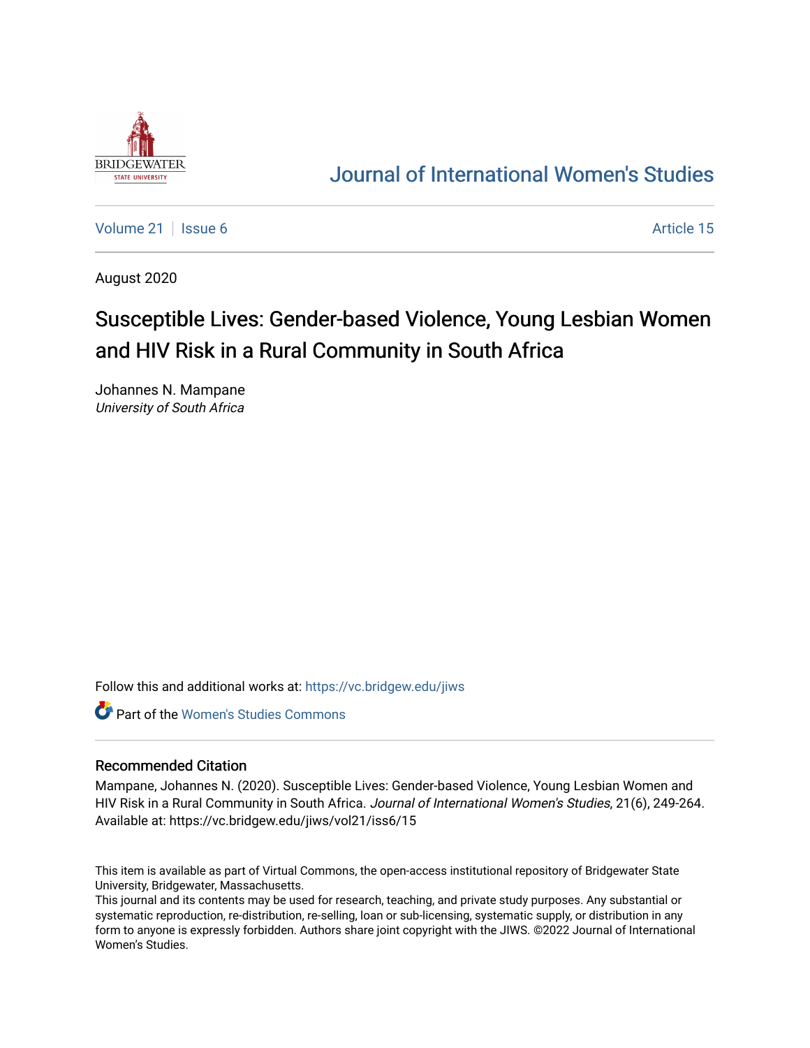Journal of International Women's Studies

Volume 21 | Issue 6 | Article 15

August 2020

# Susceptible Lives: Gender-based Violence, Young Lesbian Women and HIV Risk in a Rural Community in South Africa

Johannes N. Mampane
*University of South Africa*

Follow this and additional works at: https://vc.bridgew.edu/jiws

Part of the Women's Studies Commons

## Recommended Citation

Mampane, Johannes N. (2020). Susceptible Lives: Gender-based Violence, Young Lesbian Women and HIV Risk in a Rural Community in South Africa. *Journal of International Women's Studies*, 21(6), 249-264.
Available at: https://vc.bridgew.edu/jiws/vol21/iss6/15

This item is available as part of Virtual Commons, the open-access institutional repository of Bridgewater State University, Bridgewater, Massachusetts.
This journal and its contents may be used for research, teaching, and private study purposes. Any substantial or systematic reproduction, re-distribution, re-selling, loan or sub-licensing, systematic supply, or distribution in any form to anyone is expressly forbidden. Authors share joint copyright with the JIWS. ©2022 Journal of International Women's Studies.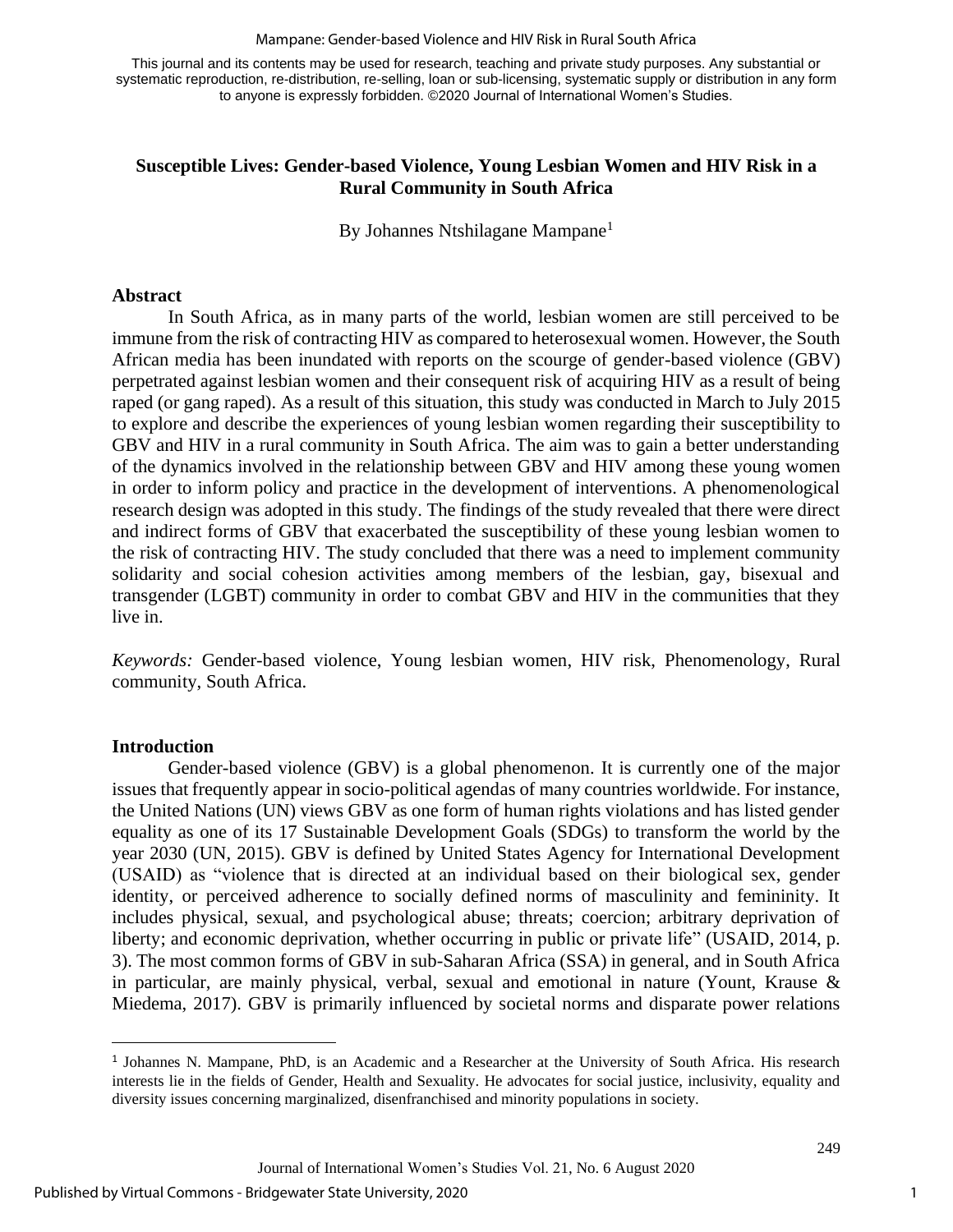This journal and its contents may be used for research, teaching and private study purposes. Any substantial or systematic reproduction, re-distribution, re-selling, loan or sub-licensing, systematic supply or distribution in any form to anyone is expressly forbidden. ©2020 Journal of International Women's Studies.

# Susceptible Lives: Gender-based Violence, Young Lesbian Women and HIV Risk in a Rural Community in South Africa

By Johannes Ntshilagane Mampane[1]

## Abstract

In South Africa, as in many parts of the world, lesbian women are still perceived to be immune from the risk of contracting HIV as compared to heterosexual women. However, the South African media has been inundated with reports on the scourge of gender-based violence (GBV) perpetrated against lesbian women and their consequent risk of acquiring HIV as a result of being raped (or gang raped). As a result of this situation, this study was conducted in March to July 2015 to explore and describe the experiences of young lesbian women regarding their susceptibility to GBV and HIV in a rural community in South Africa. The aim was to gain a better understanding of the dynamics involved in the relationship between GBV and HIV among these young women in order to inform policy and practice in the development of interventions. A phenomenological research design was adopted in this study. The findings of the study revealed that there were direct and indirect forms of GBV that exacerbated the susceptibility of these young lesbian women to the risk of contracting HIV. The study concluded that there was a need to implement community solidarity and social cohesion activities among members of the lesbian, gay, bisexual and transgender (LGBT) community in order to combat GBV and HIV in the communities that they live in.

*Keywords:* Gender-based violence, Young lesbian women, HIV risk, Phenomenology, Rural community, South Africa.

## Introduction

Gender-based violence (GBV) is a global phenomenon. It is currently one of the major issues that frequently appear in socio-political agendas of many countries worldwide. For instance, the United Nations (UN) views GBV as one form of human rights violations and has listed gender equality as one of its 17 Sustainable Development Goals (SDGs) to transform the world by the year 2030 (UN, 2015). GBV is defined by United States Agency for International Development (USAID) as "violence that is directed at an individual based on their biological sex, gender identity, or perceived adherence to socially defined norms of masculinity and femininity. It includes physical, sexual, and psychological abuse; threats; coercion; arbitrary deprivation of liberty; and economic deprivation, whether occurring in public or private life" (USAID, 2014, p. 3). The most common forms of GBV in sub-Saharan Africa (SSA) in general, and in South Africa in particular, are mainly physical, verbal, sexual and emotional in nature (Yount, Krause & Miedema, 2017). GBV is primarily influenced by societal norms and disparate power relations

[1] Johannes N. Mampane, PhD, is an Academic and a Researcher at the University of South Africa. His research interests lie in the fields of Gender, Health and Sexuality. He advocates for social justice, inclusivity, equality and diversity issues concerning marginalized, disenfranchised and minority populations in society.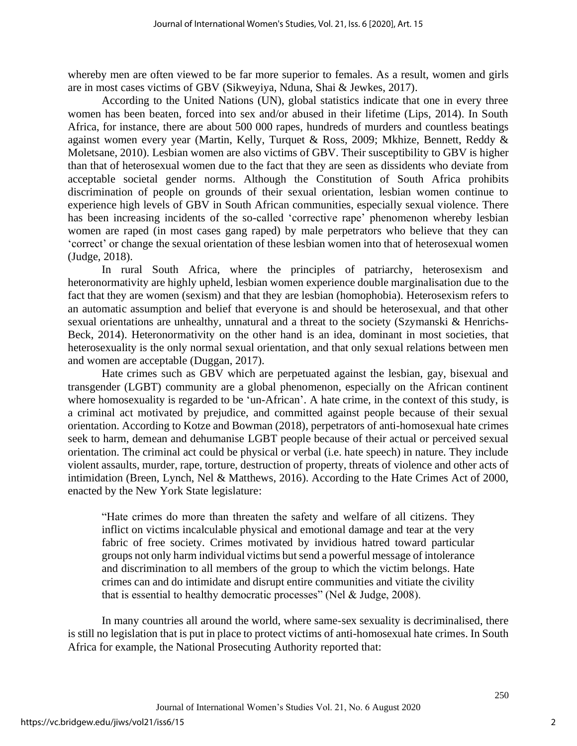whereby men are often viewed to be far more superior to females. As a result, women and girls are in most cases victims of GBV (Sikweyiya, Nduna, Shai & Jewkes, 2017).

According to the United Nations (UN), global statistics indicate that one in every three women has been beaten, forced into sex and/or abused in their lifetime (Lips, 2014). In South Africa, for instance, there are about 500 000 rapes, hundreds of murders and countless beatings against women every year (Martin, Kelly, Turquet & Ross, 2009; Mkhize, Bennett, Reddy & Moletsane, 2010). Lesbian women are also victims of GBV. Their susceptibility to GBV is higher than that of heterosexual women due to the fact that they are seen as dissidents who deviate from acceptable societal gender norms. Although the Constitution of South Africa prohibits discrimination of people on grounds of their sexual orientation, lesbian women continue to experience high levels of GBV in South African communities, especially sexual violence. There has been increasing incidents of the so-called 'corrective rape' phenomenon whereby lesbian women are raped (in most cases gang raped) by male perpetrators who believe that they can 'correct' or change the sexual orientation of these lesbian women into that of heterosexual women (Judge, 2018).

In rural South Africa, where the principles of patriarchy, heterosexism and heteronormativity are highly upheld, lesbian women experience double marginalisation due to the fact that they are women (sexism) and that they are lesbian (homophobia). Heterosexism refers to an automatic assumption and belief that everyone is and should be heterosexual, and that other sexual orientations are unhealthy, unnatural and a threat to the society (Szymanski & Henrichs-Beck, 2014). Heteronormativity on the other hand is an idea, dominant in most societies, that heterosexuality is the only normal sexual orientation, and that only sexual relations between men and women are acceptable (Duggan, 2017).

Hate crimes such as GBV which are perpetuated against the lesbian, gay, bisexual and transgender (LGBT) community are a global phenomenon, especially on the African continent where homosexuality is regarded to be 'un-African'. A hate crime, in the context of this study, is a criminal act motivated by prejudice, and committed against people because of their sexual orientation. According to Kotze and Bowman (2018), perpetrators of anti-homosexual hate crimes seek to harm, demean and dehumanise LGBT people because of their actual or perceived sexual orientation. The criminal act could be physical or verbal (i.e. hate speech) in nature. They include violent assaults, murder, rape, torture, destruction of property, threats of violence and other acts of intimidation (Breen, Lynch, Nel & Matthews, 2016). According to the Hate Crimes Act of 2000, enacted by the New York State legislature:

> "Hate crimes do more than threaten the safety and welfare of all citizens. They inflict on victims incalculable physical and emotional damage and tear at the very fabric of free society. Crimes motivated by invidious hatred toward particular groups not only harm individual victims but send a powerful message of intolerance and discrimination to all members of the group to which the victim belongs. Hate crimes can and do intimidate and disrupt entire communities and vitiate the civility that is essential to healthy democratic processes" (Nel & Judge, 2008).

In many countries all around the world, where same-sex sexuality is decriminalised, there is still no legislation that is put in place to protect victims of anti-homosexual hate crimes. In South Africa for example, the National Prosecuting Authority reported that: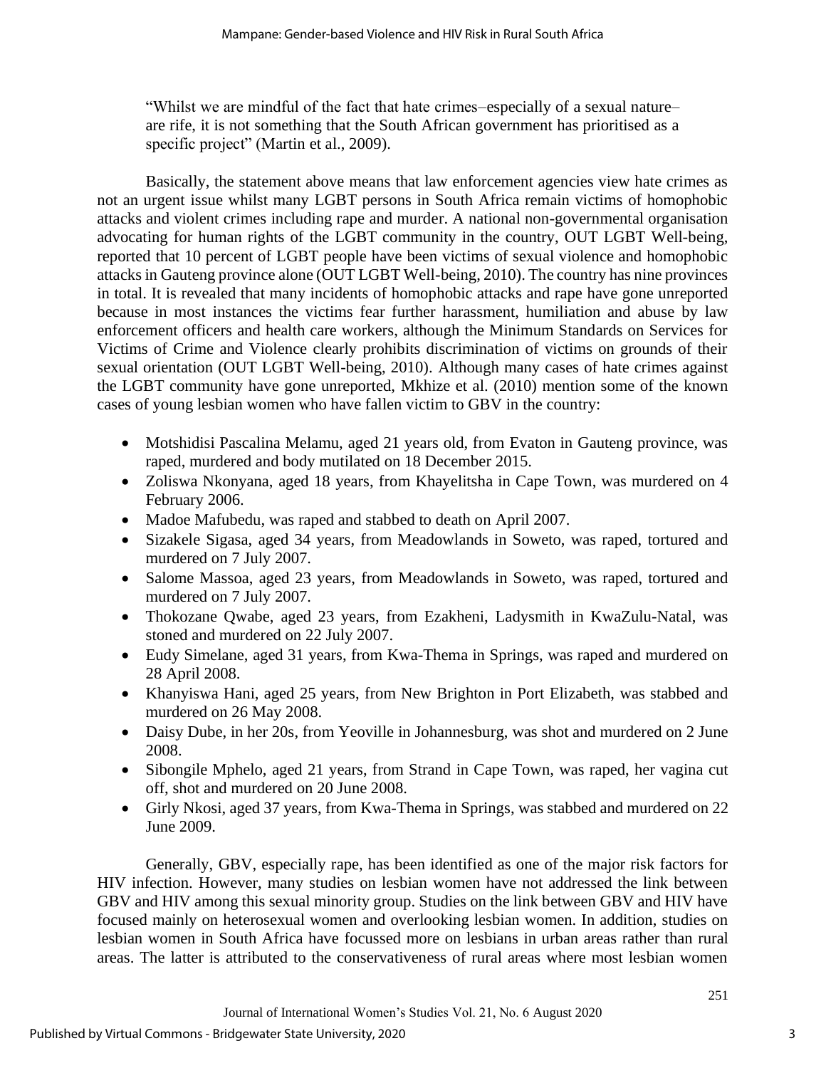> "Whilst we are mindful of the fact that hate crimes–especially of a sexual nature–are rife, it is not something that the South African government has prioritised as a specific project" (Martin et al., 2009).

Basically, the statement above means that law enforcement agencies view hate crimes as not an urgent issue whilst many LGBT persons in South Africa remain victims of homophobic attacks and violent crimes including rape and murder. A national non-governmental organisation advocating for human rights of the LGBT community in the country, OUT LGBT Well-being, reported that 10 percent of LGBT people have been victims of sexual violence and homophobic attacks in Gauteng province alone (OUT LGBT Well-being, 2010). The country has nine provinces in total. It is revealed that many incidents of homophobic attacks and rape have gone unreported because in most instances the victims fear further harassment, humiliation and abuse by law enforcement officers and health care workers, although the Minimum Standards on Services for Victims of Crime and Violence clearly prohibits discrimination of victims on grounds of their sexual orientation (OUT LGBT Well-being, 2010). Although many cases of hate crimes against the LGBT community have gone unreported, Mkhize et al. (2010) mention some of the known cases of young lesbian women who have fallen victim to GBV in the country:

- Motshidisi Pascalina Melamu, aged 21 years old, from Evaton in Gauteng province, was raped, murdered and body mutilated on 18 December 2015.
- Zoliswa Nkonyana, aged 18 years, from Khayelitsha in Cape Town, was murdered on 4 February 2006.
- Madoe Mafubedu, was raped and stabbed to death on April 2007.
- Sizakele Sigasa, aged 34 years, from Meadowlands in Soweto, was raped, tortured and murdered on 7 July 2007.
- Salome Massoa, aged 23 years, from Meadowlands in Soweto, was raped, tortured and murdered on 7 July 2007.
- Thokozane Qwabe, aged 23 years, from Ezakheni, Ladysmith in KwaZulu-Natal, was stoned and murdered on 22 July 2007.
- Eudy Simelane, aged 31 years, from Kwa-Thema in Springs, was raped and murdered on 28 April 2008.
- Khanyiswa Hani, aged 25 years, from New Brighton in Port Elizabeth, was stabbed and murdered on 26 May 2008.
- Daisy Dube, in her 20s, from Yeoville in Johannesburg, was shot and murdered on 2 June 2008.
- Sibongile Mphelo, aged 21 years, from Strand in Cape Town, was raped, her vagina cut off, shot and murdered on 20 June 2008.
- Girly Nkosi, aged 37 years, from Kwa-Thema in Springs, was stabbed and murdered on 22 June 2009.

Generally, GBV, especially rape, has been identified as one of the major risk factors for HIV infection. However, many studies on lesbian women have not addressed the link between GBV and HIV among this sexual minority group. Studies on the link between GBV and HIV have focused mainly on heterosexual women and overlooking lesbian women. In addition, studies on lesbian women in South Africa have focussed more on lesbians in urban areas rather than rural areas. The latter is attributed to the conservativeness of rural areas where most lesbian women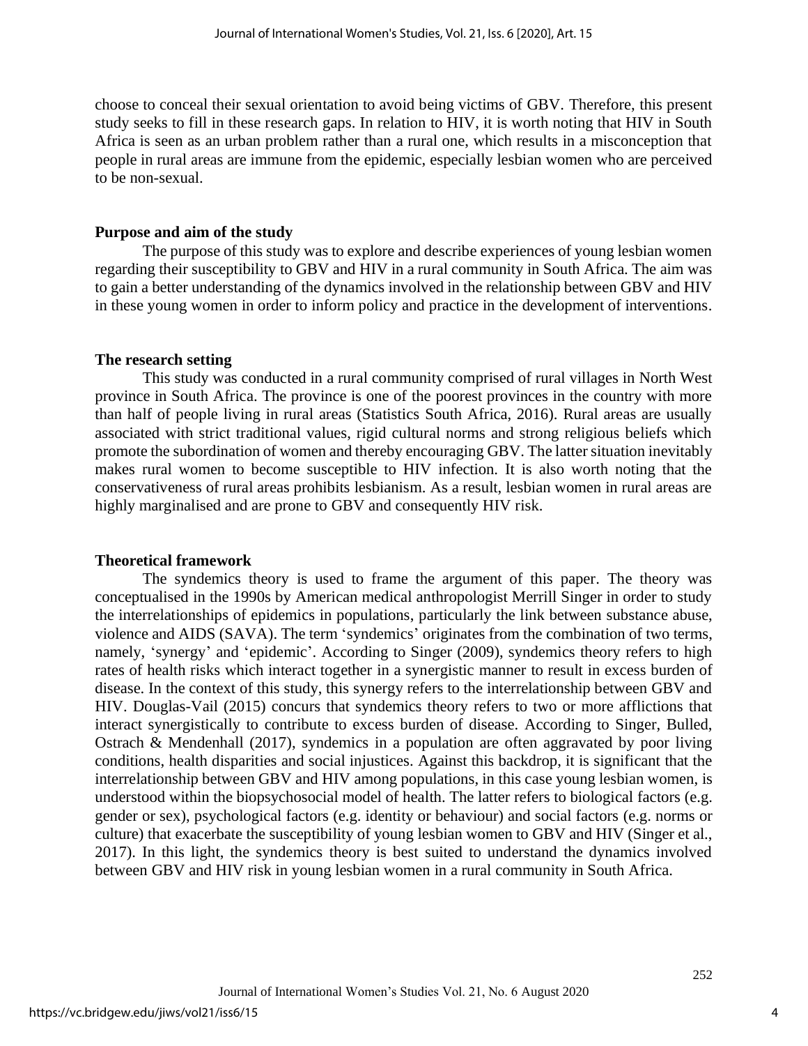choose to conceal their sexual orientation to avoid being victims of GBV. Therefore, this present study seeks to fill in these research gaps. In relation to HIV, it is worth noting that HIV in South Africa is seen as an urban problem rather than a rural one, which results in a misconception that people in rural areas are immune from the epidemic, especially lesbian women who are perceived to be non-sexual.

## Purpose and aim of the study

The purpose of this study was to explore and describe experiences of young lesbian women regarding their susceptibility to GBV and HIV in a rural community in South Africa. The aim was to gain a better understanding of the dynamics involved in the relationship between GBV and HIV in these young women in order to inform policy and practice in the development of interventions.

## The research setting

This study was conducted in a rural community comprised of rural villages in North West province in South Africa. The province is one of the poorest provinces in the country with more than half of people living in rural areas (Statistics South Africa, 2016). Rural areas are usually associated with strict traditional values, rigid cultural norms and strong religious beliefs which promote the subordination of women and thereby encouraging GBV. The latter situation inevitably makes rural women to become susceptible to HIV infection. It is also worth noting that the conservativeness of rural areas prohibits lesbianism. As a result, lesbian women in rural areas are highly marginalised and are prone to GBV and consequently HIV risk.

## Theoretical framework

The syndemics theory is used to frame the argument of this paper. The theory was conceptualised in the 1990s by American medical anthropologist Merrill Singer in order to study the interrelationships of epidemics in populations, particularly the link between substance abuse, violence and AIDS (SAVA). The term 'syndemics' originates from the combination of two terms, namely, 'synergy' and 'epidemic'. According to Singer (2009), syndemics theory refers to high rates of health risks which interact together in a synergistic manner to result in excess burden of disease. In the context of this study, this synergy refers to the interrelationship between GBV and HIV. Douglas-Vail (2015) concurs that syndemics theory refers to two or more afflictions that interact synergistically to contribute to excess burden of disease. According to Singer, Bulled, Ostrach & Mendenhall (2017), syndemics in a population are often aggravated by poor living conditions, health disparities and social injustices. Against this backdrop, it is significant that the interrelationship between GBV and HIV among populations, in this case young lesbian women, is understood within the biopsychosocial model of health. The latter refers to biological factors (e.g. gender or sex), psychological factors (e.g. identity or behaviour) and social factors (e.g. norms or culture) that exacerbate the susceptibility of young lesbian women to GBV and HIV (Singer et al., 2017). In this light, the syndemics theory is best suited to understand the dynamics involved between GBV and HIV risk in young lesbian women in a rural community in South Africa.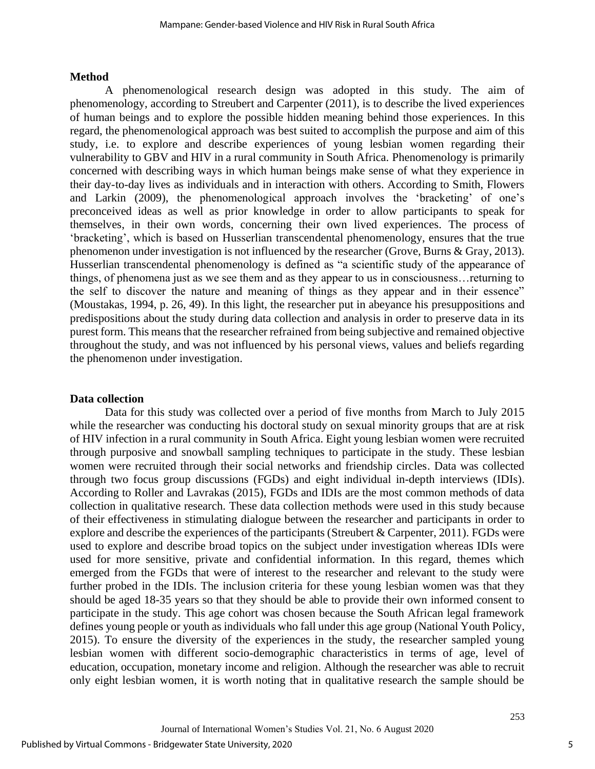**Method**

A phenomenological research design was adopted in this study. The aim of phenomenology, according to Streubert and Carpenter (2011), is to describe the lived experiences of human beings and to explore the possible hidden meaning behind those experiences. In this regard, the phenomenological approach was best suited to accomplish the purpose and aim of this study, i.e. to explore and describe experiences of young lesbian women regarding their vulnerability to GBV and HIV in a rural community in South Africa. Phenomenology is primarily concerned with describing ways in which human beings make sense of what they experience in their day-to-day lives as individuals and in interaction with others. According to Smith, Flowers and Larkin (2009), the phenomenological approach involves the 'bracketing' of one's preconceived ideas as well as prior knowledge in order to allow participants to speak for themselves, in their own words, concerning their own lived experiences. The process of 'bracketing', which is based on Husserlian transcendental phenomenology, ensures that the true phenomenon under investigation is not influenced by the researcher (Grove, Burns & Gray, 2013). Husserlian transcendental phenomenology is defined as "a scientific study of the appearance of things, of phenomena just as we see them and as they appear to us in consciousness…returning to the self to discover the nature and meaning of things as they appear and in their essence" (Moustakas, 1994, p. 26, 49). In this light, the researcher put in abeyance his presuppositions and predispositions about the study during data collection and analysis in order to preserve data in its purest form. This means that the researcher refrained from being subjective and remained objective throughout the study, and was not influenced by his personal views, values and beliefs regarding the phenomenon under investigation.

**Data collection**

Data for this study was collected over a period of five months from March to July 2015 while the researcher was conducting his doctoral study on sexual minority groups that are at risk of HIV infection in a rural community in South Africa. Eight young lesbian women were recruited through purposive and snowball sampling techniques to participate in the study. These lesbian women were recruited through their social networks and friendship circles. Data was collected through two focus group discussions (FGDs) and eight individual in-depth interviews (IDIs). According to Roller and Lavrakas (2015), FGDs and IDIs are the most common methods of data collection in qualitative research. These data collection methods were used in this study because of their effectiveness in stimulating dialogue between the researcher and participants in order to explore and describe the experiences of the participants (Streubert & Carpenter, 2011). FGDs were used to explore and describe broad topics on the subject under investigation whereas IDIs were used for more sensitive, private and confidential information. In this regard, themes which emerged from the FGDs that were of interest to the researcher and relevant to the study were further probed in the IDIs. The inclusion criteria for these young lesbian women was that they should be aged 18-35 years so that they should be able to provide their own informed consent to participate in the study. This age cohort was chosen because the South African legal framework defines young people or youth as individuals who fall under this age group (National Youth Policy, 2015). To ensure the diversity of the experiences in the study, the researcher sampled young lesbian women with different socio-demographic characteristics in terms of age, level of education, occupation, monetary income and religion. Although the researcher was able to recruit only eight lesbian women, it is worth noting that in qualitative research the sample should be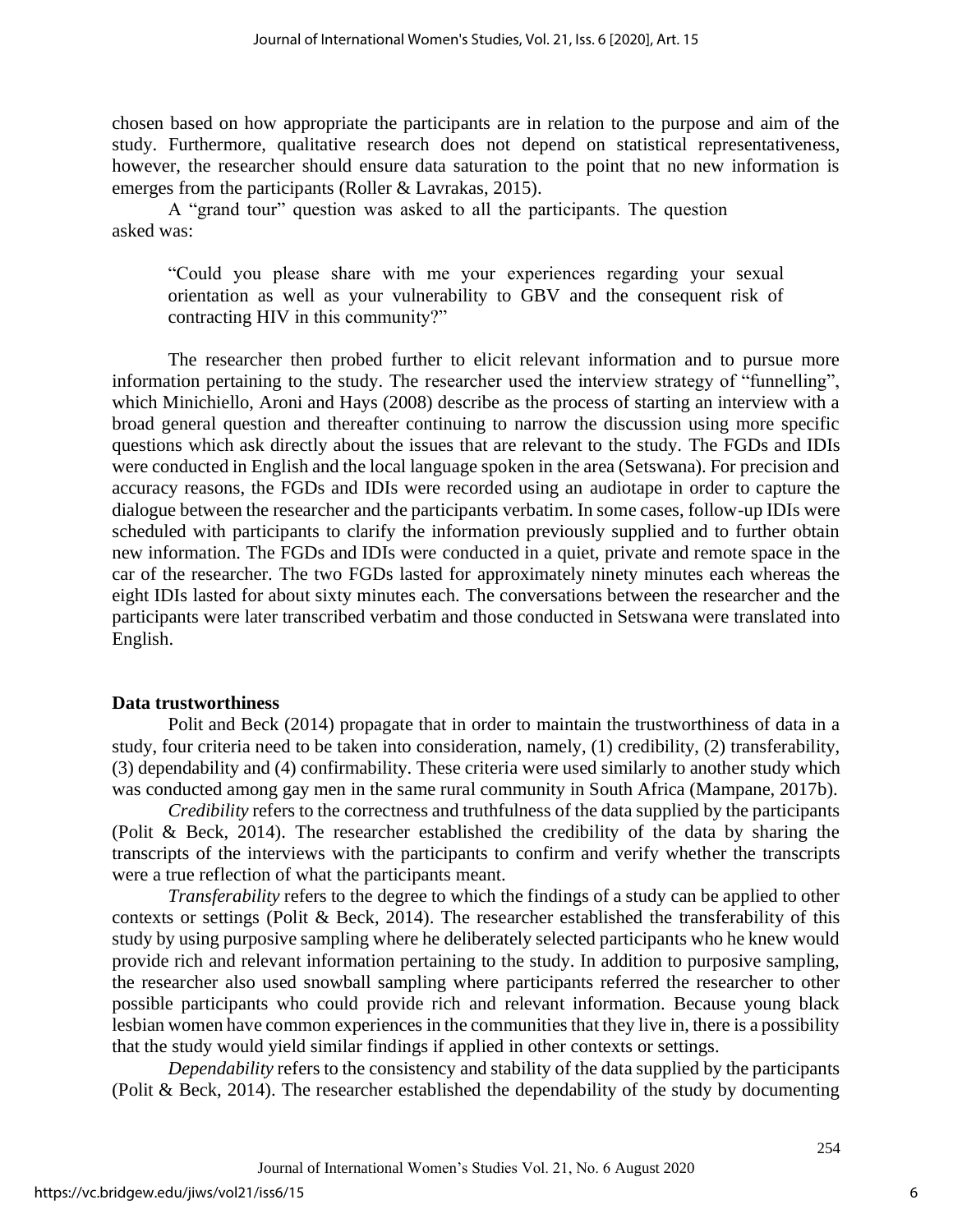chosen based on how appropriate the participants are in relation to the purpose and aim of the study. Furthermore, qualitative research does not depend on statistical representativeness, however, the researcher should ensure data saturation to the point that no new information is emerges from the participants (Roller & Lavrakas, 2015).

A "grand tour" question was asked to all the participants. The question asked was:

> "Could you please share with me your experiences regarding your sexual orientation as well as your vulnerability to GBV and the consequent risk of contracting HIV in this community?"

The researcher then probed further to elicit relevant information and to pursue more information pertaining to the study. The researcher used the interview strategy of "funnelling", which Minichiello, Aroni and Hays (2008) describe as the process of starting an interview with a broad general question and thereafter continuing to narrow the discussion using more specific questions which ask directly about the issues that are relevant to the study. The FGDs and IDIs were conducted in English and the local language spoken in the area (Setswana). For precision and accuracy reasons, the FGDs and IDIs were recorded using an audiotape in order to capture the dialogue between the researcher and the participants verbatim. In some cases, follow-up IDIs were scheduled with participants to clarify the information previously supplied and to further obtain new information. The FGDs and IDIs were conducted in a quiet, private and remote space in the car of the researcher. The two FGDs lasted for approximately ninety minutes each whereas the eight IDIs lasted for about sixty minutes each. The conversations between the researcher and the participants were later transcribed verbatim and those conducted in Setswana were translated into English.

**Data trustworthiness**

Polit and Beck (2014) propagate that in order to maintain the trustworthiness of data in a study, four criteria need to be taken into consideration, namely, (1) credibility, (2) transferability, (3) dependability and (4) confirmability. These criteria were used similarly to another study which was conducted among gay men in the same rural community in South Africa (Mampane, 2017b).

*Credibility* refers to the correctness and truthfulness of the data supplied by the participants (Polit & Beck, 2014). The researcher established the credibility of the data by sharing the transcripts of the interviews with the participants to confirm and verify whether the transcripts were a true reflection of what the participants meant.

*Transferability* refers to the degree to which the findings of a study can be applied to other contexts or settings (Polit & Beck, 2014). The researcher established the transferability of this study by using purposive sampling where he deliberately selected participants who he knew would provide rich and relevant information pertaining to the study. In addition to purposive sampling, the researcher also used snowball sampling where participants referred the researcher to other possible participants who could provide rich and relevant information. Because young black lesbian women have common experiences in the communities that they live in, there is a possibility that the study would yield similar findings if applied in other contexts or settings.

*Dependability* refers to the consistency and stability of the data supplied by the participants (Polit & Beck, 2014). The researcher established the dependability of the study by documenting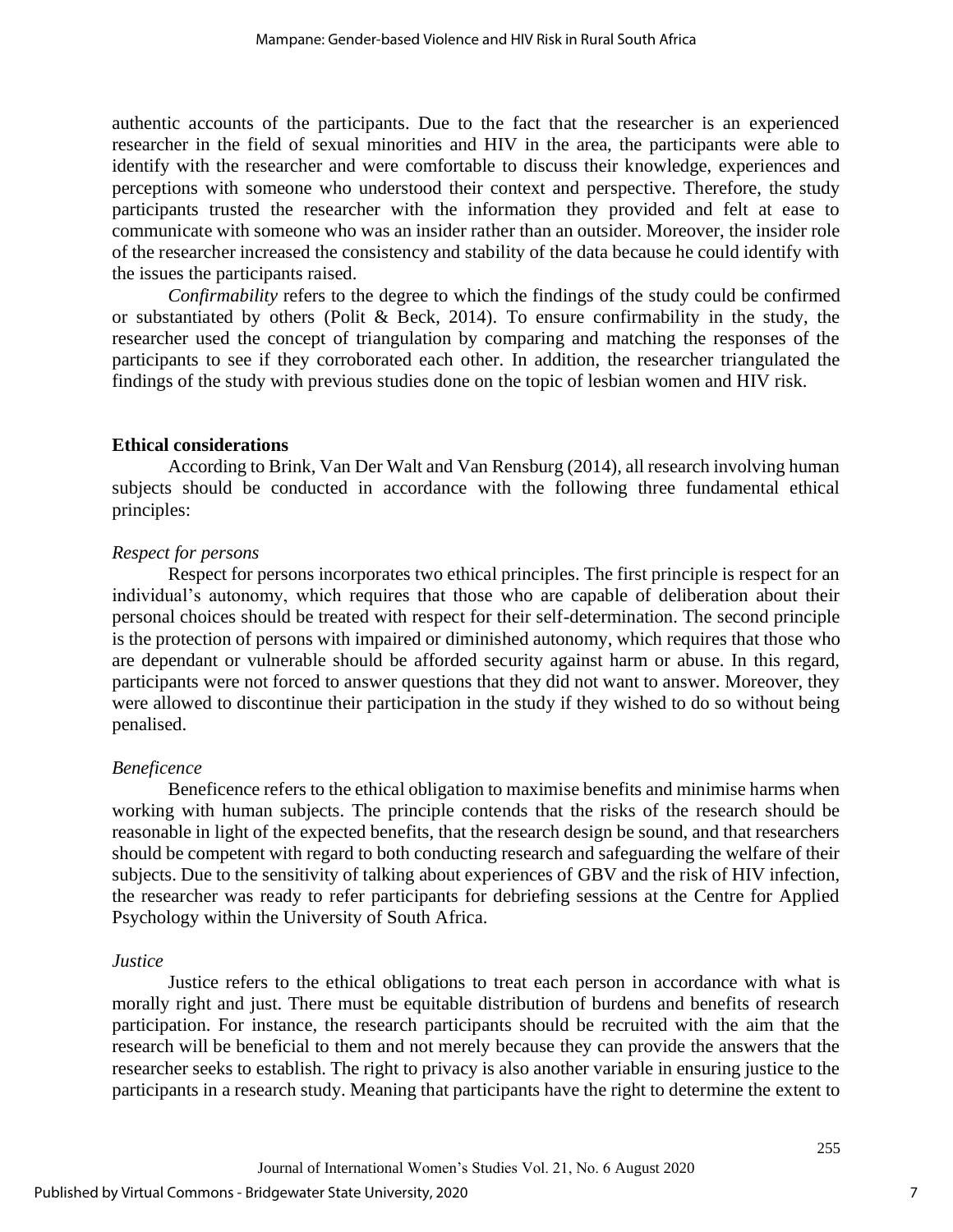authentic accounts of the participants. Due to the fact that the researcher is an experienced researcher in the field of sexual minorities and HIV in the area, the participants were able to identify with the researcher and were comfortable to discuss their knowledge, experiences and perceptions with someone who understood their context and perspective. Therefore, the study participants trusted the researcher with the information they provided and felt at ease to communicate with someone who was an insider rather than an outsider. Moreover, the insider role of the researcher increased the consistency and stability of the data because he could identify with the issues the participants raised.

*Confirmability* refers to the degree to which the findings of the study could be confirmed or substantiated by others (Polit & Beck, 2014). To ensure confirmability in the study, the researcher used the concept of triangulation by comparing and matching the responses of the participants to see if they corroborated each other. In addition, the researcher triangulated the findings of the study with previous studies done on the topic of lesbian women and HIV risk.

**Ethical considerations**

According to Brink, Van Der Walt and Van Rensburg (2014), all research involving human subjects should be conducted in accordance with the following three fundamental ethical principles:

*Respect for persons*

Respect for persons incorporates two ethical principles. The first principle is respect for an individual's autonomy, which requires that those who are capable of deliberation about their personal choices should be treated with respect for their self-determination. The second principle is the protection of persons with impaired or diminished autonomy, which requires that those who are dependant or vulnerable should be afforded security against harm or abuse. In this regard, participants were not forced to answer questions that they did not want to answer. Moreover, they were allowed to discontinue their participation in the study if they wished to do so without being penalised.

*Beneficence*

Beneficence refers to the ethical obligation to maximise benefits and minimise harms when working with human subjects. The principle contends that the risks of the research should be reasonable in light of the expected benefits, that the research design be sound, and that researchers should be competent with regard to both conducting research and safeguarding the welfare of their subjects. Due to the sensitivity of talking about experiences of GBV and the risk of HIV infection, the researcher was ready to refer participants for debriefing sessions at the Centre for Applied Psychology within the University of South Africa.

*Justice*

Justice refers to the ethical obligations to treat each person in accordance with what is morally right and just. There must be equitable distribution of burdens and benefits of research participation. For instance, the research participants should be recruited with the aim that the research will be beneficial to them and not merely because they can provide the answers that the researcher seeks to establish. The right to privacy is also another variable in ensuring justice to the participants in a research study. Meaning that participants have the right to determine the extent to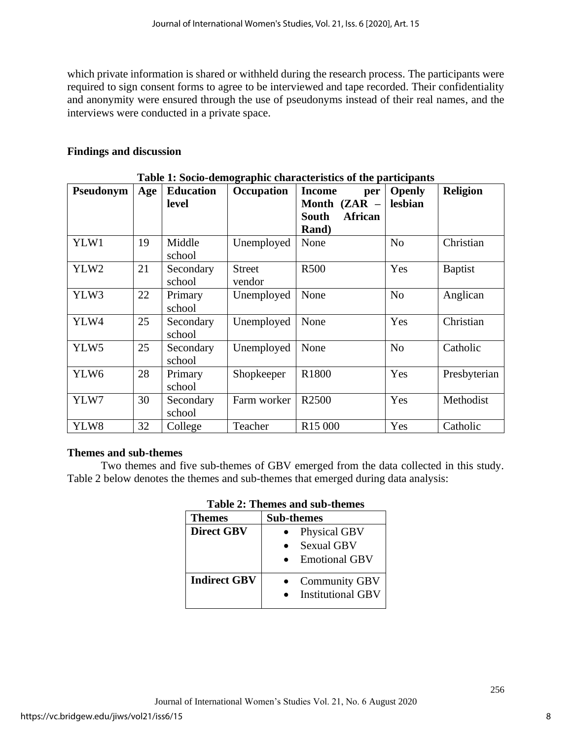which private information is shared or withheld during the research process. The participants were required to sign consent forms to agree to be interviewed and tape recorded. Their confidentiality and anonymity were ensured through the use of pseudonyms instead of their real names, and the interviews were conducted in a private space.

## Findings and discussion

**Table 1: Socio-demographic characteristics of the participants**

| Pseudonym | Age | Education level | Occupation | Income per Month (ZAR – South African Rand) | Openly lesbian | Religion |
|---|---|---|---|---|---|---|
| YLW1 | 19 | Middle school | Unemployed | None | No | Christian |
| YLW2 | 21 | Secondary school | Street vendor | R500 | Yes | Baptist |
| YLW3 | 22 | Primary school | Unemployed | None | No | Anglican |
| YLW4 | 25 | Secondary school | Unemployed | None | Yes | Christian |
| YLW5 | 25 | Secondary school | Unemployed | None | No | Catholic |
| YLW6 | 28 | Primary school | Shopkeeper | R1800 | Yes | Presbyterian |
| YLW7 | 30 | Secondary school | Farm worker | R2500 | Yes | Methodist |
| YLW8 | 32 | College | Teacher | R15 000 | Yes | Catholic |

### Themes and sub-themes

Two themes and five sub-themes of GBV emerged from the data collected in this study. Table 2 below denotes the themes and sub-themes that emerged during data analysis:

**Table 2: Themes and sub-themes**

| Themes | Sub-themes |
|---|---|
| **Direct GBV** | • Physical GBV<br>• Sexual GBV<br>• Emotional GBV |
| **Indirect GBV** | • Community GBV<br>• Institutional GBV |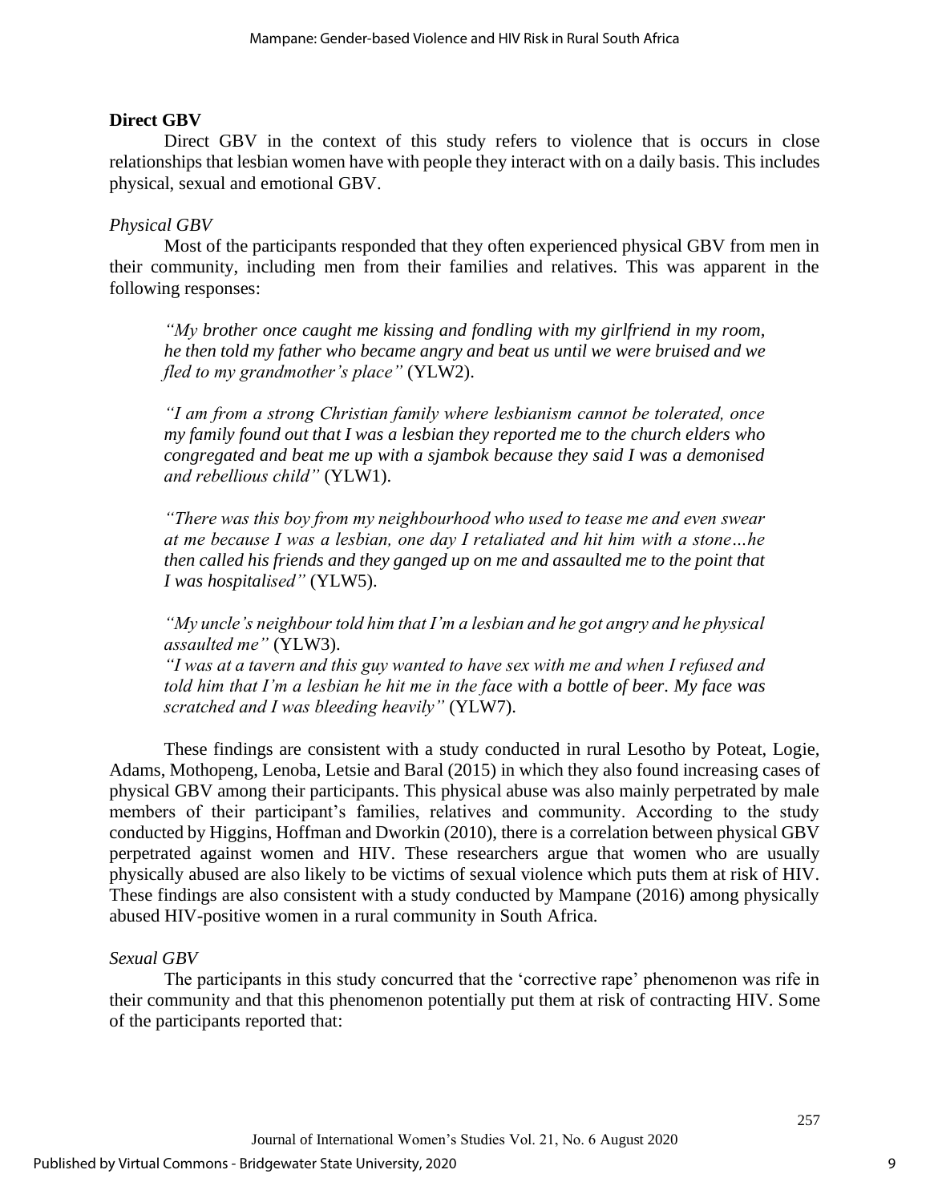**Direct GBV**

Direct GBV in the context of this study refers to violence that is occurs in close relationships that lesbian women have with people they interact with on a daily basis. This includes physical, sexual and emotional GBV.

*Physical GBV*

Most of the participants responded that they often experienced physical GBV from men in their community, including men from their families and relatives. This was apparent in the following responses:

> *"My brother once caught me kissing and fondling with my girlfriend in my room, he then told my father who became angry and beat us until we were bruised and we fled to my grandmother's place"* (YLW2).

> *"I am from a strong Christian family where lesbianism cannot be tolerated, once my family found out that I was a lesbian they reported me to the church elders who congregated and beat me up with a sjambok because they said I was a demonised and rebellious child"* (YLW1).

> *"There was this boy from my neighbourhood who used to tease me and even swear at me because I was a lesbian, one day I retaliated and hit him with a stone…he then called his friends and they ganged up on me and assaulted me to the point that I was hospitalised"* (YLW5).

> *"My uncle's neighbour told him that I'm a lesbian and he got angry and he physical assaulted me"* (YLW3).
> *"I was at a tavern and this guy wanted to have sex with me and when I refused and told him that I'm a lesbian he hit me in the face with a bottle of beer. My face was scratched and I was bleeding heavily"* (YLW7).

These findings are consistent with a study conducted in rural Lesotho by Poteat, Logie, Adams, Mothopeng, Lenoba, Letsie and Baral (2015) in which they also found increasing cases of physical GBV among their participants. This physical abuse was also mainly perpetrated by male members of their participant's families, relatives and community. According to the study conducted by Higgins, Hoffman and Dworkin (2010), there is a correlation between physical GBV perpetrated against women and HIV. These researchers argue that women who are usually physically abused are also likely to be victims of sexual violence which puts them at risk of HIV. These findings are also consistent with a study conducted by Mampane (2016) among physically abused HIV-positive women in a rural community in South Africa.

*Sexual GBV*

The participants in this study concurred that the 'corrective rape' phenomenon was rife in their community and that this phenomenon potentially put them at risk of contracting HIV. Some of the participants reported that: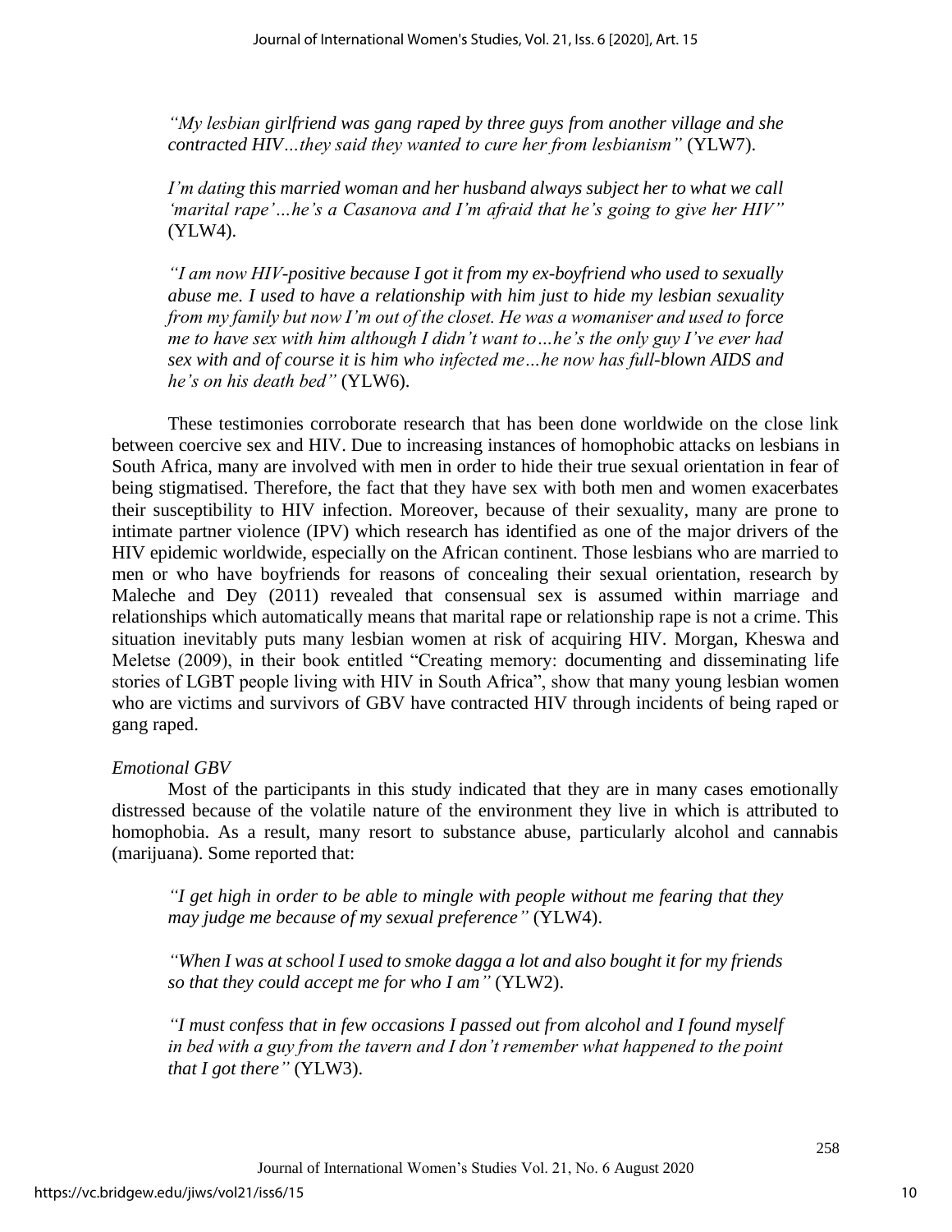> *"My lesbian girlfriend was gang raped by three guys from another village and she contracted HIV…they said they wanted to cure her from lesbianism"* (YLW7).

> *I'm dating this married woman and her husband always subject her to what we call 'marital rape'…he's a Casanova and I'm afraid that he's going to give her HIV"* (YLW4).

> *"I am now HIV-positive because I got it from my ex-boyfriend who used to sexually abuse me. I used to have a relationship with him just to hide my lesbian sexuality from my family but now I'm out of the closet. He was a womaniser and used to force me to have sex with him although I didn't want to…he's the only guy I've ever had sex with and of course it is him who infected me…he now has full-blown AIDS and he's on his death bed"* (YLW6).

These testimonies corroborate research that has been done worldwide on the close link between coercive sex and HIV. Due to increasing instances of homophobic attacks on lesbians in South Africa, many are involved with men in order to hide their true sexual orientation in fear of being stigmatised. Therefore, the fact that they have sex with both men and women exacerbates their susceptibility to HIV infection. Moreover, because of their sexuality, many are prone to intimate partner violence (IPV) which research has identified as one of the major drivers of the HIV epidemic worldwide, especially on the African continent. Those lesbians who are married to men or who have boyfriends for reasons of concealing their sexual orientation, research by Maleche and Dey (2011) revealed that consensual sex is assumed within marriage and relationships which automatically means that marital rape or relationship rape is not a crime. This situation inevitably puts many lesbian women at risk of acquiring HIV. Morgan, Kheswa and Meletse (2009), in their book entitled "Creating memory: documenting and disseminating life stories of LGBT people living with HIV in South Africa", show that many young lesbian women who are victims and survivors of GBV have contracted HIV through incidents of being raped or gang raped.

*Emotional GBV*

Most of the participants in this study indicated that they are in many cases emotionally distressed because of the volatile nature of the environment they live in which is attributed to homophobia. As a result, many resort to substance abuse, particularly alcohol and cannabis (marijuana). Some reported that:

> *"I get high in order to be able to mingle with people without me fearing that they may judge me because of my sexual preference"* (YLW4).

> *"When I was at school I used to smoke dagga a lot and also bought it for my friends so that they could accept me for who I am"* (YLW2).

> *"I must confess that in few occasions I passed out from alcohol and I found myself in bed with a guy from the tavern and I don't remember what happened to the point that I got there"* (YLW3).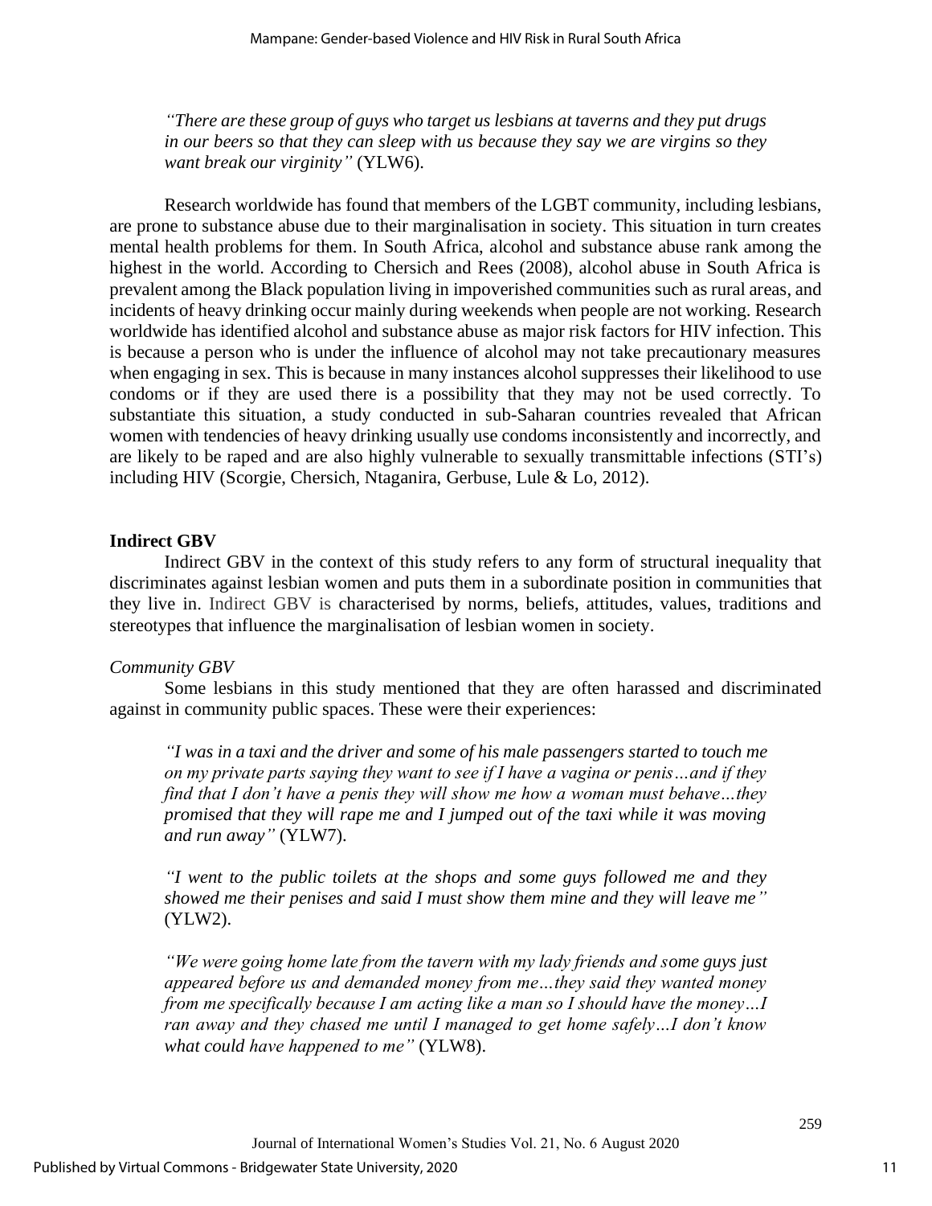*"There are these group of guys who target us lesbians at taverns and they put drugs in our beers so that they can sleep with us because they say we are virgins so they want break our virginity"* (YLW6).

Research worldwide has found that members of the LGBT community, including lesbians, are prone to substance abuse due to their marginalisation in society. This situation in turn creates mental health problems for them. In South Africa, alcohol and substance abuse rank among the highest in the world. According to Chersich and Rees (2008), alcohol abuse in South Africa is prevalent among the Black population living in impoverished communities such as rural areas, and incidents of heavy drinking occur mainly during weekends when people are not working. Research worldwide has identified alcohol and substance abuse as major risk factors for HIV infection. This is because a person who is under the influence of alcohol may not take precautionary measures when engaging in sex. This is because in many instances alcohol suppresses their likelihood to use condoms or if they are used there is a possibility that they may not be used correctly. To substantiate this situation, a study conducted in sub-Saharan countries revealed that African women with tendencies of heavy drinking usually use condoms inconsistently and incorrectly, and are likely to be raped and are also highly vulnerable to sexually transmittable infections (STI's) including HIV (Scorgie, Chersich, Ntaganira, Gerbuse, Lule & Lo, 2012).

### Indirect GBV

Indirect GBV in the context of this study refers to any form of structural inequality that discriminates against lesbian women and puts them in a subordinate position in communities that they live in. Indirect GBV is characterised by norms, beliefs, attitudes, values, traditions and stereotypes that influence the marginalisation of lesbian women in society.

#### *Community GBV*

Some lesbians in this study mentioned that they are often harassed and discriminated against in community public spaces. These were their experiences:

*"I was in a taxi and the driver and some of his male passengers started to touch me on my private parts saying they want to see if I have a vagina or penis…and if they find that I don't have a penis they will show me how a woman must behave…they promised that they will rape me and I jumped out of the taxi while it was moving and run away"* (YLW7).

*"I went to the public toilets at the shops and some guys followed me and they showed me their penises and said I must show them mine and they will leave me"* (YLW2).

*"We were going home late from the tavern with my lady friends and some guys just appeared before us and demanded money from me…they said they wanted money from me specifically because I am acting like a man so I should have the money…I ran away and they chased me until I managed to get home safely…I don't know what could have happened to me"* (YLW8).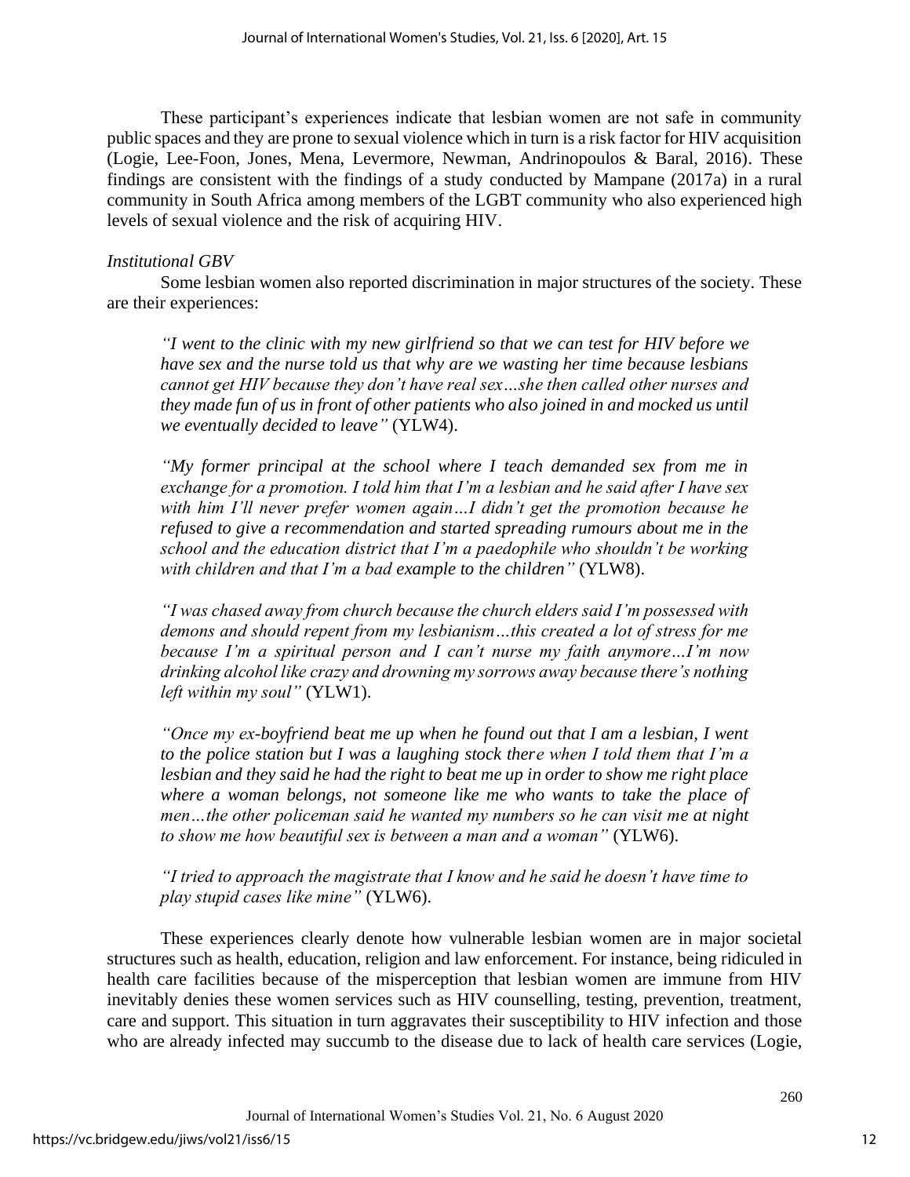These participant's experiences indicate that lesbian women are not safe in community public spaces and they are prone to sexual violence which in turn is a risk factor for HIV acquisition (Logie, Lee-Foon, Jones, Mena, Levermore, Newman, Andrinopoulos & Baral, 2016). These findings are consistent with the findings of a study conducted by Mampane (2017a) in a rural community in South Africa among members of the LGBT community who also experienced high levels of sexual violence and the risk of acquiring HIV.

*Institutional GBV*

Some lesbian women also reported discrimination in major structures of the society. These are their experiences:

> *"I went to the clinic with my new girlfriend so that we can test for HIV before we have sex and the nurse told us that why are we wasting her time because lesbians cannot get HIV because they don't have real sex…she then called other nurses and they made fun of us in front of other patients who also joined in and mocked us until we eventually decided to leave"* (YLW4).

> *"My former principal at the school where I teach demanded sex from me in exchange for a promotion. I told him that I'm a lesbian and he said after I have sex with him I'll never prefer women again…I didn't get the promotion because he refused to give a recommendation and started spreading rumours about me in the school and the education district that I'm a paedophile who shouldn't be working with children and that I'm a bad example to the children"* (YLW8).

> *"I was chased away from church because the church elders said I'm possessed with demons and should repent from my lesbianism…this created a lot of stress for me because I'm a spiritual person and I can't nurse my faith anymore…I'm now drinking alcohol like crazy and drowning my sorrows away because there's nothing left within my soul"* (YLW1).

> *"Once my ex-boyfriend beat me up when he found out that I am a lesbian, I went to the police station but I was a laughing stock there when I told them that I'm a lesbian and they said he had the right to beat me up in order to show me right place where a woman belongs, not someone like me who wants to take the place of men…the other policeman said he wanted my numbers so he can visit me at night to show me how beautiful sex is between a man and a woman"* (YLW6).

> *"I tried to approach the magistrate that I know and he said he doesn't have time to play stupid cases like mine"* (YLW6).

These experiences clearly denote how vulnerable lesbian women are in major societal structures such as health, education, religion and law enforcement. For instance, being ridiculed in health care facilities because of the misperception that lesbian women are immune from HIV inevitably denies these women services such as HIV counselling, testing, prevention, treatment, care and support. This situation in turn aggravates their susceptibility to HIV infection and those who are already infected may succumb to the disease due to lack of health care services (Logie,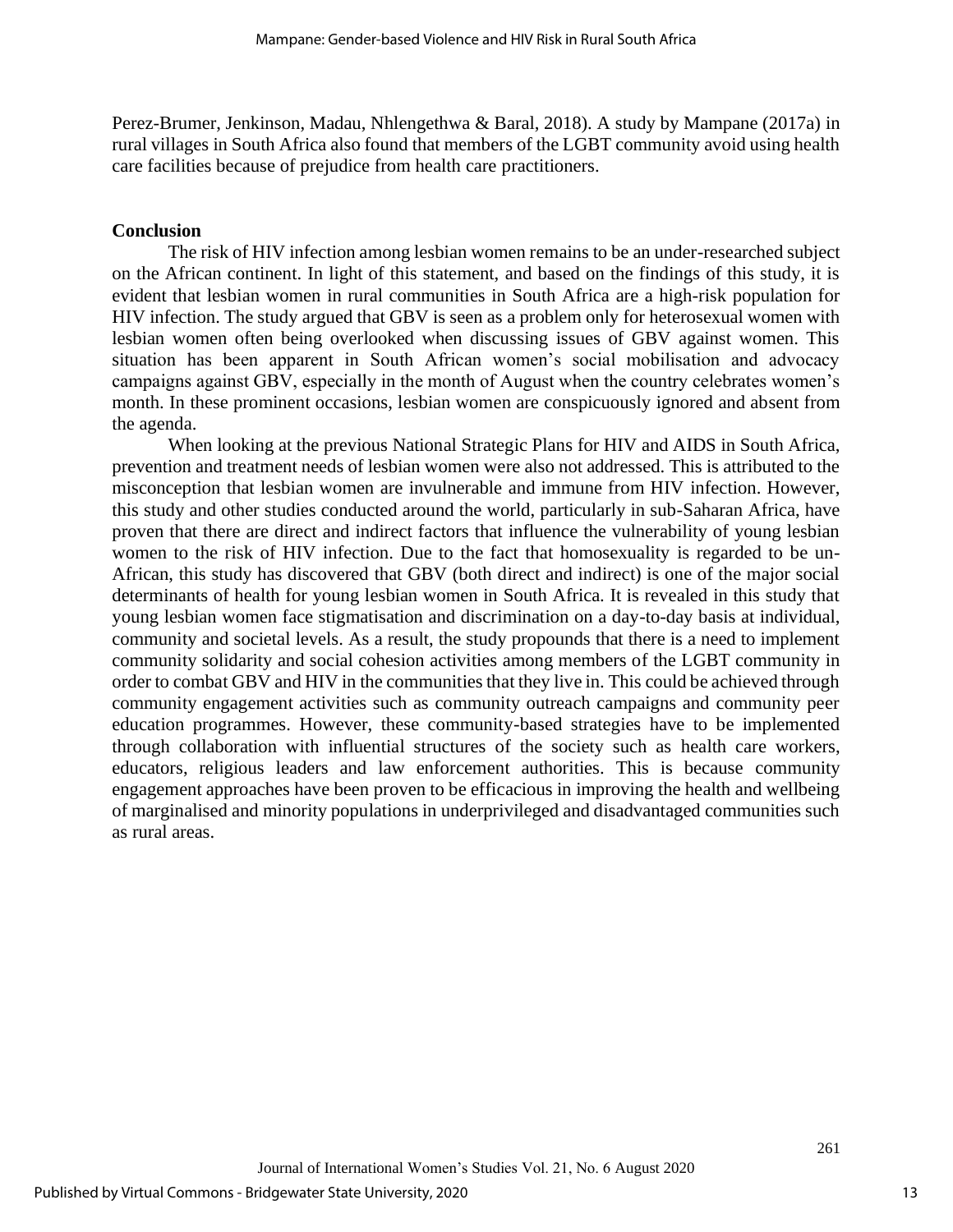Perez-Brumer, Jenkinson, Madau, Nhlengethwa & Baral, 2018). A study by Mampane (2017a) in rural villages in South Africa also found that members of the LGBT community avoid using health care facilities because of prejudice from health care practitioners.

## Conclusion

The risk of HIV infection among lesbian women remains to be an under-researched subject on the African continent. In light of this statement, and based on the findings of this study, it is evident that lesbian women in rural communities in South Africa are a high-risk population for HIV infection. The study argued that GBV is seen as a problem only for heterosexual women with lesbian women often being overlooked when discussing issues of GBV against women. This situation has been apparent in South African women's social mobilisation and advocacy campaigns against GBV, especially in the month of August when the country celebrates women's month. In these prominent occasions, lesbian women are conspicuously ignored and absent from the agenda.

When looking at the previous National Strategic Plans for HIV and AIDS in South Africa, prevention and treatment needs of lesbian women were also not addressed. This is attributed to the misconception that lesbian women are invulnerable and immune from HIV infection. However, this study and other studies conducted around the world, particularly in sub-Saharan Africa, have proven that there are direct and indirect factors that influence the vulnerability of young lesbian women to the risk of HIV infection. Due to the fact that homosexuality is regarded to be un-African, this study has discovered that GBV (both direct and indirect) is one of the major social determinants of health for young lesbian women in South Africa. It is revealed in this study that young lesbian women face stigmatisation and discrimination on a day-to-day basis at individual, community and societal levels. As a result, the study propounds that there is a need to implement community solidarity and social cohesion activities among members of the LGBT community in order to combat GBV and HIV in the communities that they live in. This could be achieved through community engagement activities such as community outreach campaigns and community peer education programmes. However, these community-based strategies have to be implemented through collaboration with influential structures of the society such as health care workers, educators, religious leaders and law enforcement authorities. This is because community engagement approaches have been proven to be efficacious in improving the health and wellbeing of marginalised and minority populations in underprivileged and disadvantaged communities such as rural areas.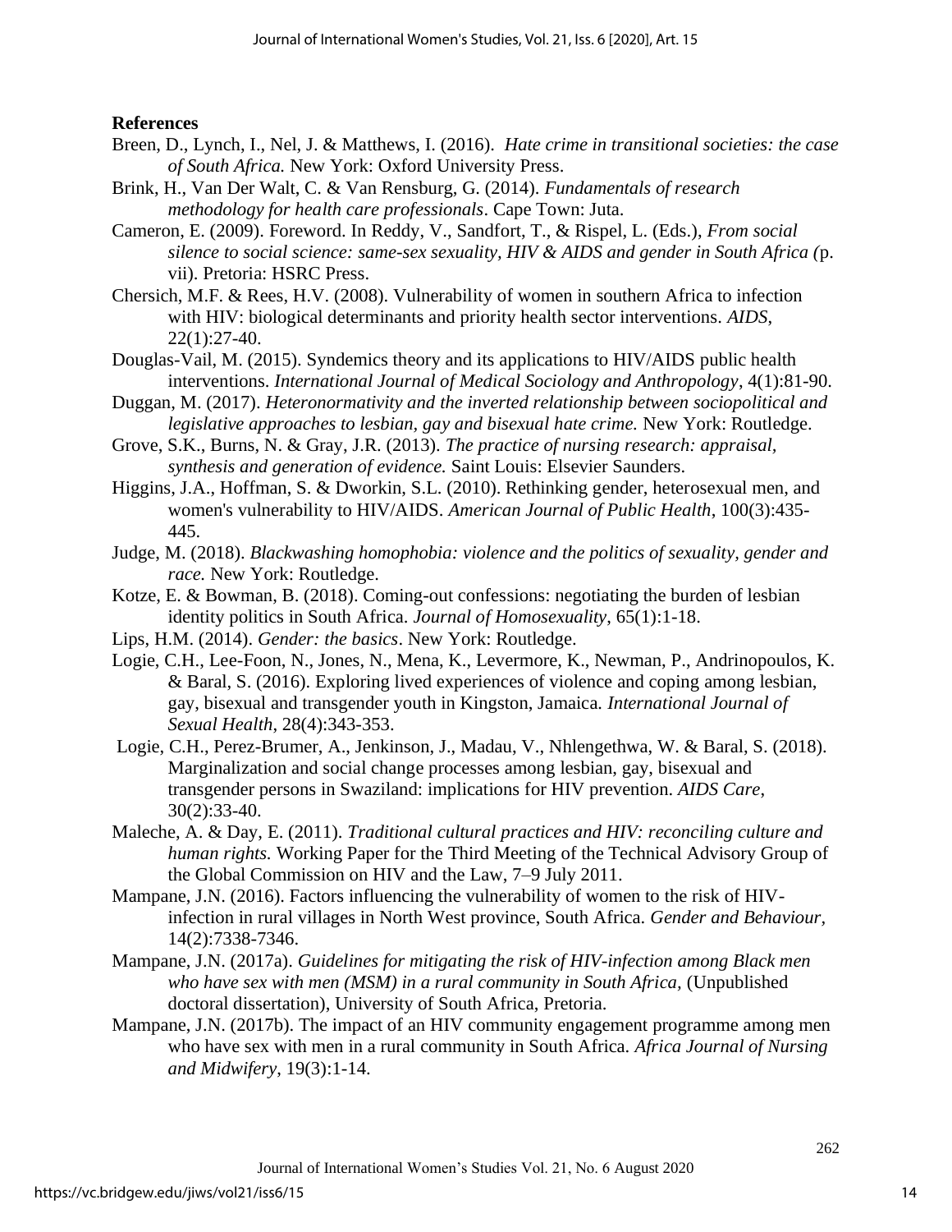**References**

Breen, D., Lynch, I., Nel, J. & Matthews, I. (2016). *Hate crime in transitional societies: the case of South Africa.* New York: Oxford University Press.

Brink, H., Van Der Walt, C. & Van Rensburg, G. (2014). *Fundamentals of research methodology for health care professionals*. Cape Town: Juta.

Cameron, E. (2009). Foreword. In Reddy, V., Sandfort, T., & Rispel, L. (Eds.), *From social silence to social science: same-sex sexuality, HIV & AIDS and gender in South Africa (*p. vii). Pretoria: HSRC Press.

Chersich, M.F. & Rees, H.V. (2008). Vulnerability of women in southern Africa to infection with HIV: biological determinants and priority health sector interventions. *AIDS*, 22(1):27-40.

Douglas-Vail, M. (2015). Syndemics theory and its applications to HIV/AIDS public health interventions. *International Journal of Medical Sociology and Anthropology*, 4(1):81-90.

Duggan, M. (2017). *Heteronormativity and the inverted relationship between sociopolitical and legislative approaches to lesbian, gay and bisexual hate crime.* New York: Routledge.

Grove, S.K., Burns, N. & Gray, J.R. (2013). *The practice of nursing research: appraisal, synthesis and generation of evidence.* Saint Louis: Elsevier Saunders.

Higgins, J.A., Hoffman, S. & Dworkin, S.L. (2010). Rethinking gender, heterosexual men, and women's vulnerability to HIV/AIDS. *American Journal of Public Health*, 100(3):435-445.

Judge, M. (2018). *Blackwashing homophobia: violence and the politics of sexuality, gender and race.* New York: Routledge.

Kotze, E. & Bowman, B. (2018). Coming-out confessions: negotiating the burden of lesbian identity politics in South Africa. *Journal of Homosexuality*, 65(1):1-18.

Lips, H.M. (2014). *Gender: the basics*. New York: Routledge.

Logie, C.H., Lee-Foon, N., Jones, N., Mena, K., Levermore, K., Newman, P., Andrinopoulos, K. & Baral, S. (2016). Exploring lived experiences of violence and coping among lesbian, gay, bisexual and transgender youth in Kingston, Jamaica. *International Journal of Sexual Health*, 28(4):343-353.

Logie, C.H., Perez-Brumer, A., Jenkinson, J., Madau, V., Nhlengethwa, W. & Baral, S. (2018). Marginalization and social change processes among lesbian, gay, bisexual and transgender persons in Swaziland: implications for HIV prevention. *AIDS Care*, 30(2):33-40.

Maleche, A. & Day, E. (2011). *Traditional cultural practices and HIV: reconciling culture and human rights.* Working Paper for the Third Meeting of the Technical Advisory Group of the Global Commission on HIV and the Law, 7–9 July 2011.

Mampane, J.N. (2016). Factors influencing the vulnerability of women to the risk of HIV-infection in rural villages in North West province, South Africa. *Gender and Behaviour,* 14(2):7338-7346.

Mampane, J.N. (2017a). *Guidelines for mitigating the risk of HIV-infection among Black men who have sex with men (MSM) in a rural community in South Africa,* (Unpublished doctoral dissertation), University of South Africa, Pretoria.

Mampane, J.N. (2017b). The impact of an HIV community engagement programme among men who have sex with men in a rural community in South Africa. *Africa Journal of Nursing and Midwifery*, 19(3):1-14.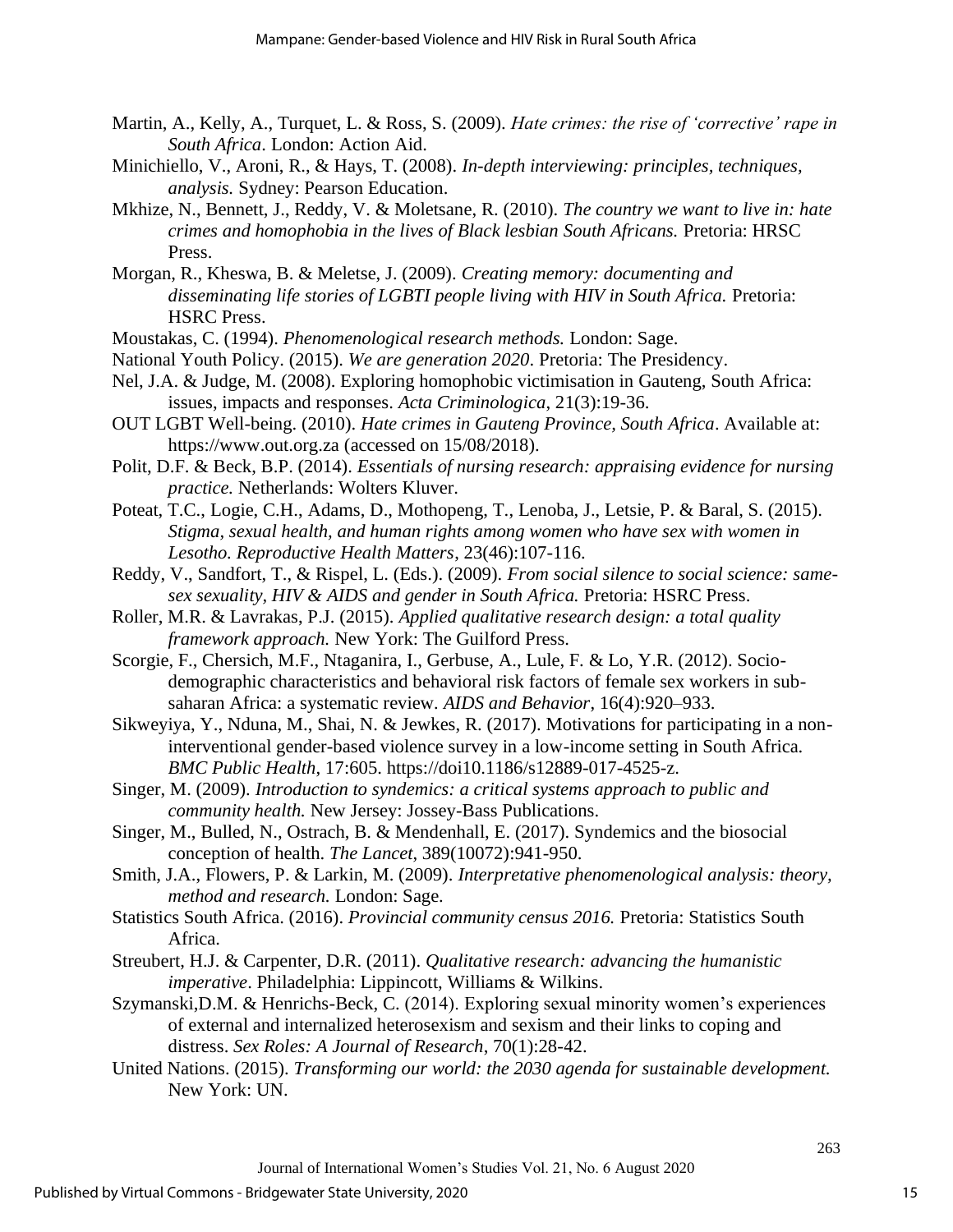Martin, A., Kelly, A., Turquet, L. & Ross, S. (2009). *Hate crimes: the rise of 'corrective' rape in South Africa*. London: Action Aid.

Minichiello, V., Aroni, R., & Hays, T. (2008). *In-depth interviewing: principles, techniques, analysis.* Sydney: Pearson Education.

Mkhize, N., Bennett, J., Reddy, V. & Moletsane, R. (2010). *The country we want to live in: hate crimes and homophobia in the lives of Black lesbian South Africans.* Pretoria: HRSC Press.

Morgan, R., Kheswa, B. & Meletse, J. (2009). *Creating memory: documenting and disseminating life stories of LGBTI people living with HIV in South Africa.* Pretoria: HSRC Press.

Moustakas, C. (1994). *Phenomenological research methods.* London: Sage.

National Youth Policy. (2015). *We are generation 2020*. Pretoria: The Presidency.

Nel, J.A. & Judge, M. (2008). Exploring homophobic victimisation in Gauteng, South Africa: issues, impacts and responses. *Acta Criminologica*, 21(3):19-36.

OUT LGBT Well-being. (2010). *Hate crimes in Gauteng Province, South Africa*. Available at: https://www.out.org.za (accessed on 15/08/2018).

Polit, D.F. & Beck, B.P. (2014). *Essentials of nursing research: appraising evidence for nursing practice.* Netherlands: Wolters Kluver.

Poteat, T.C., Logie, C.H., Adams, D., Mothopeng, T., Lenoba, J., Letsie, P. & Baral, S. (2015). *Stigma, sexual health, and human rights among women who have sex with women in Lesotho. Reproductive Health Matters*, 23(46):107-116.

Reddy, V., Sandfort, T., & Rispel, L. (Eds.). (2009). *From social silence to social science: same-sex sexuality, HIV & AIDS and gender in South Africa.* Pretoria: HSRC Press.

Roller, M.R. & Lavrakas, P.J. (2015). *Applied qualitative research design: a total quality framework approach.* New York: The Guilford Press.

Scorgie, F., Chersich, M.F., Ntaganira, I., Gerbuse, A., Lule, F. & Lo, Y.R. (2012). Socio-demographic characteristics and behavioral risk factors of female sex workers in sub-saharan Africa: a systematic review. *AIDS and Behavior*, 16(4):920–933.

Sikweyiya, Y., Nduna, M., Shai, N. & Jewkes, R. (2017). Motivations for participating in a non-interventional gender-based violence survey in a low-income setting in South Africa. *BMC Public Health*, 17:605. https://doi10.1186/s12889-017-4525-z.

Singer, M. (2009). *Introduction to syndemics: a critical systems approach to public and community health.* New Jersey: Jossey-Bass Publications.

Singer, M., Bulled, N., Ostrach, B. & Mendenhall, E. (2017). Syndemics and the biosocial conception of health. *The Lancet*, 389(10072):941-950.

Smith, J.A., Flowers, P. & Larkin, M. (2009). *Interpretative phenomenological analysis: theory, method and research.* London: Sage.

Statistics South Africa. (2016). *Provincial community census 2016.* Pretoria: Statistics South Africa.

Streubert, H.J. & Carpenter, D.R. (2011). *Qualitative research: advancing the humanistic imperative*. Philadelphia: Lippincott, Williams & Wilkins.

Szymanski,D.M. & Henrichs-Beck, C. (2014). Exploring sexual minority women's experiences of external and internalized heterosexism and sexism and their links to coping and distress. *Sex Roles: A Journal of Research*, 70(1):28-42.

United Nations. (2015). *Transforming our world: the 2030 agenda for sustainable development.* New York: UN.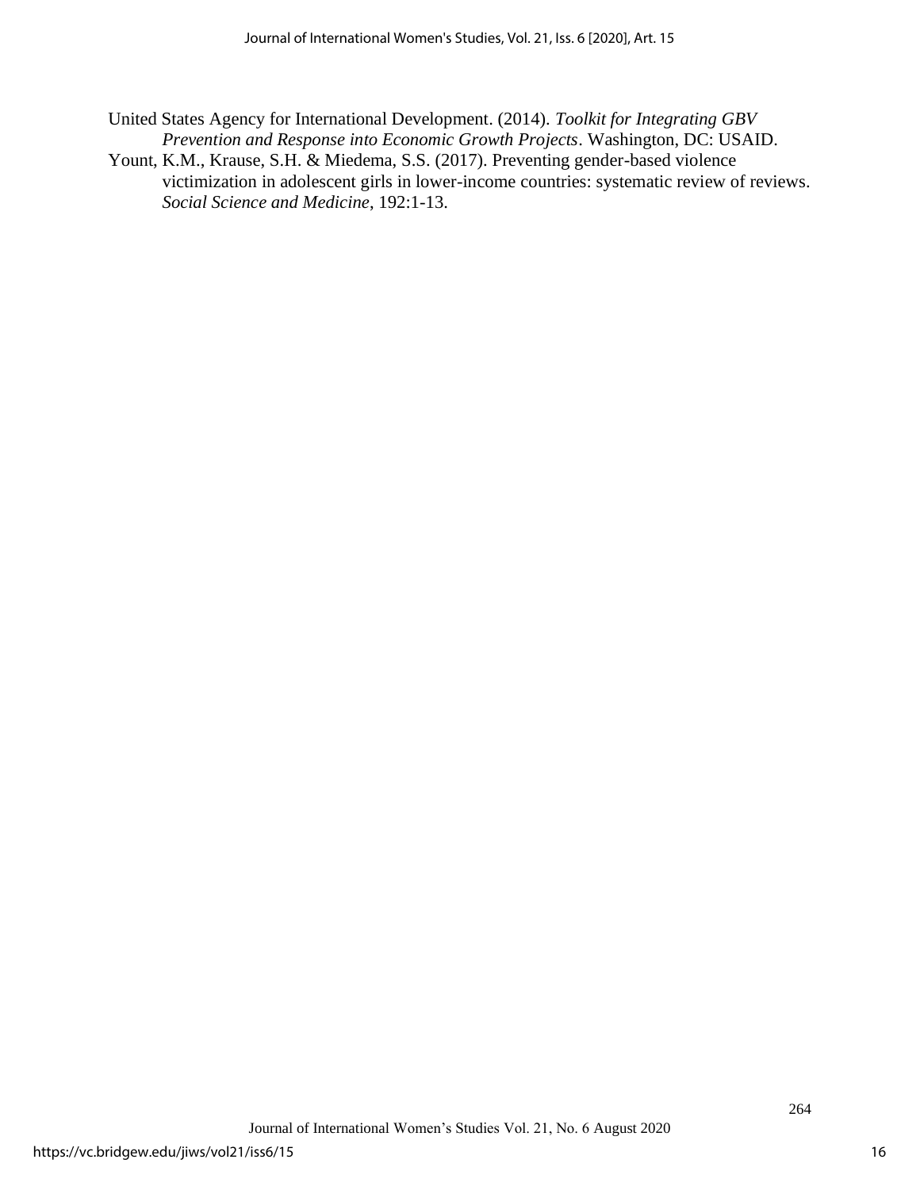United States Agency for International Development. (2014). *Toolkit for Integrating GBV Prevention and Response into Economic Growth Projects*. Washington, DC: USAID.

Yount, K.M., Krause, S.H. & Miedema, S.S. (2017). Preventing gender-based violence victimization in adolescent girls in lower-income countries: systematic review of reviews. *Social Science and Medicine*, 192:1-13.